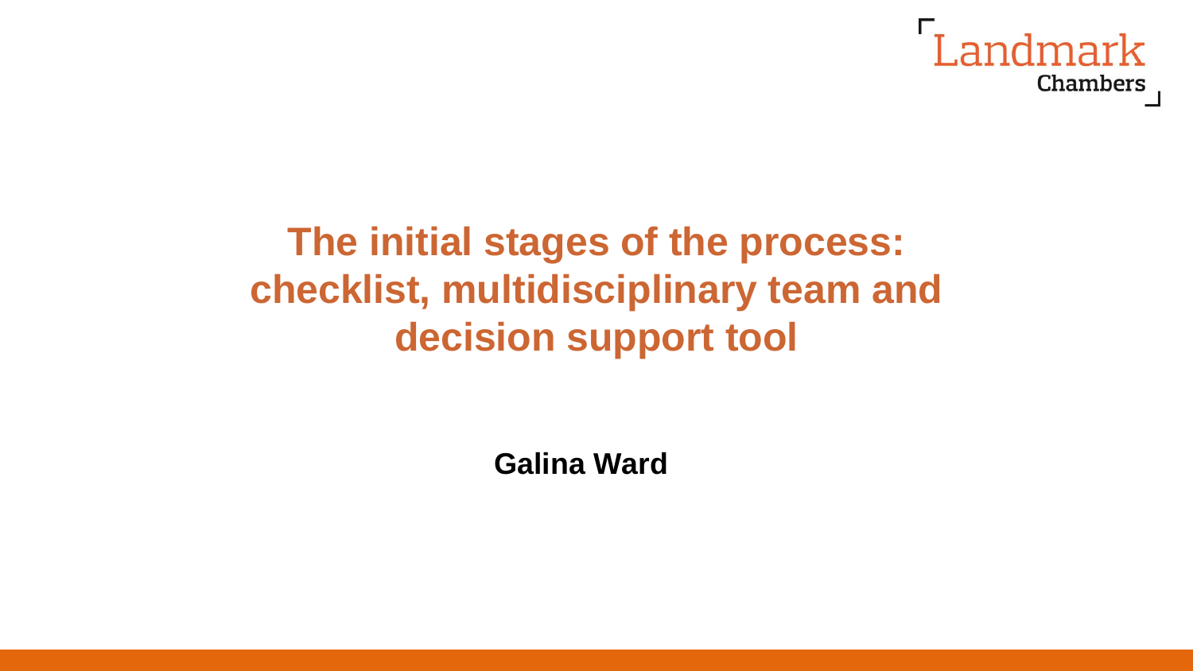# The initial stages of the process: checklist, multidisciplinary team and decision support tool

**Galina Ward**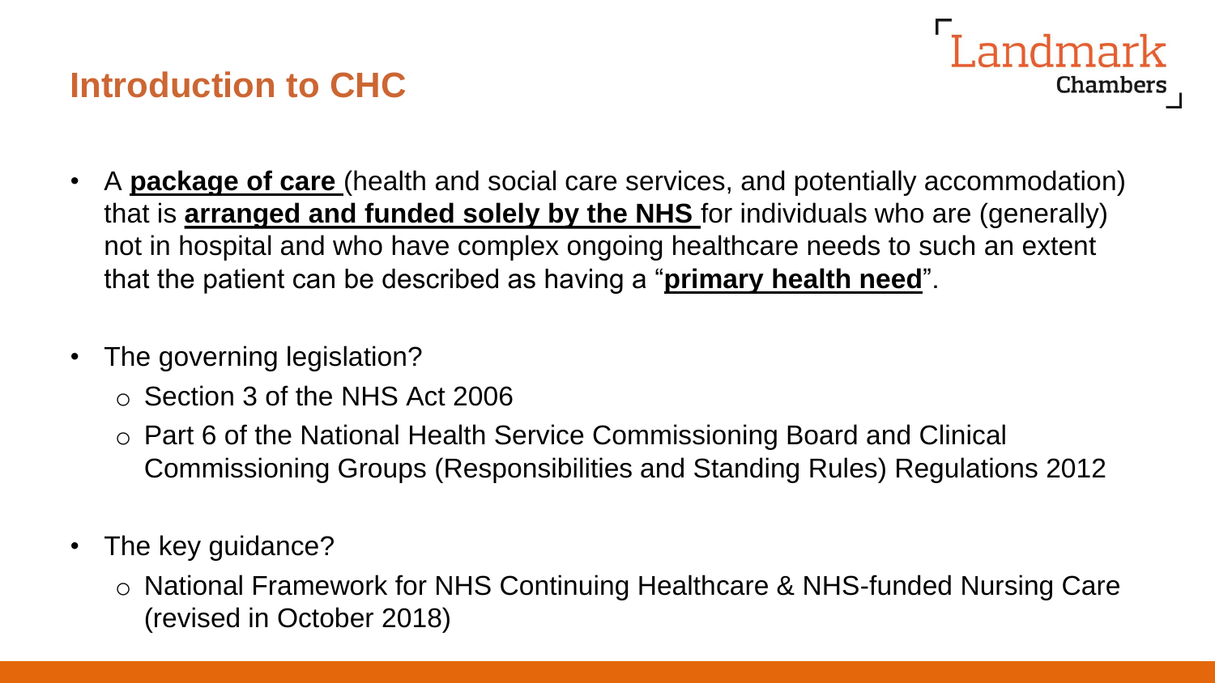## Introduction to CHC

- A **package of care** (health and social care services, and potentially accommodation) that is **arranged and funded solely by the NHS** for individuals who are (generally) not in hospital and who have complex ongoing healthcare needs to such an extent that the patient can be described as having a "**primary health need**".

- The governing legislation?
  - Section 3 of the NHS Act 2006
  - Part 6 of the National Health Service Commissioning Board and Clinical Commissioning Groups (Responsibilities and Standing Rules) Regulations 2012

- The key guidance?
  - National Framework for NHS Continuing Healthcare & NHS-funded Nursing Care (revised in October 2018)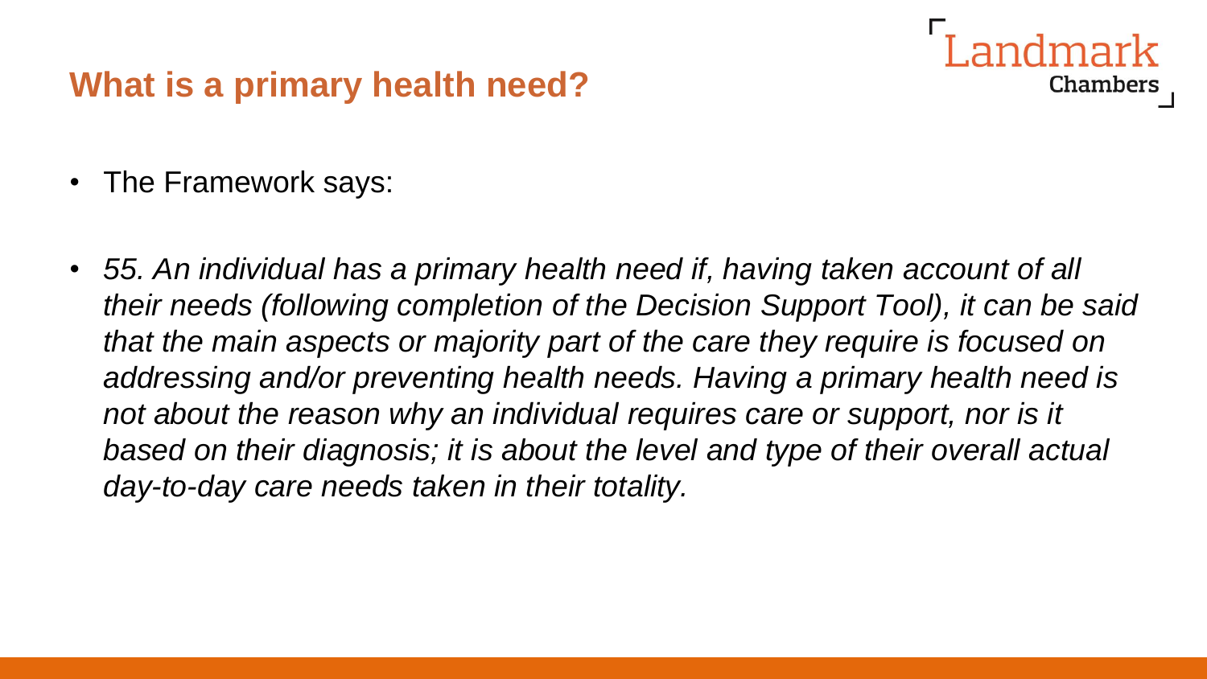## What is a primary health need?

- The Framework says:

- *55. An individual has a primary health need if, having taken account of all their needs (following completion of the Decision Support Tool), it can be said that the main aspects or majority part of the care they require is focused on addressing and/or preventing health needs. Having a primary health need is not about the reason why an individual requires care or support, nor is it based on their diagnosis; it is about the level and type of their overall actual day-to-day care needs taken in their totality.*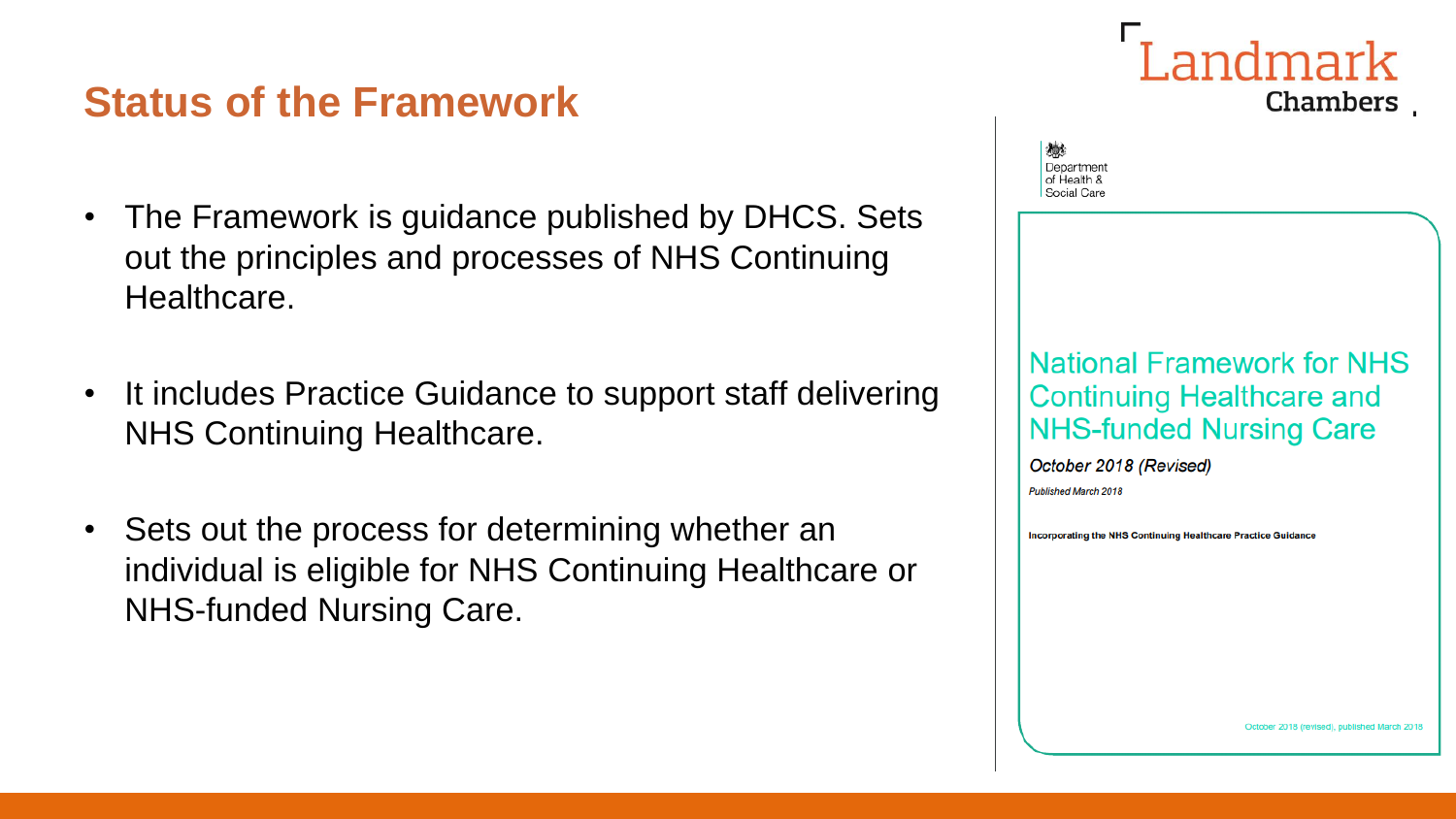## Status of the Framework

- The Framework is guidance published by DHCS. Sets out the principles and processes of NHS Continuing Healthcare.
- It includes Practice Guidance to support staff delivering NHS Continuing Healthcare.
- Sets out the process for determining whether an individual is eligible for NHS Continuing Healthcare or NHS-funded Nursing Care.

Department of Health & Social Care

National Framework for NHS Continuing Healthcare and NHS-funded Nursing Care

*October 2018 (Revised)*

*Published March 2018*

**Incorporating the NHS Continuing Healthcare Practice Guidance**

October 2018 (revised), published March 2018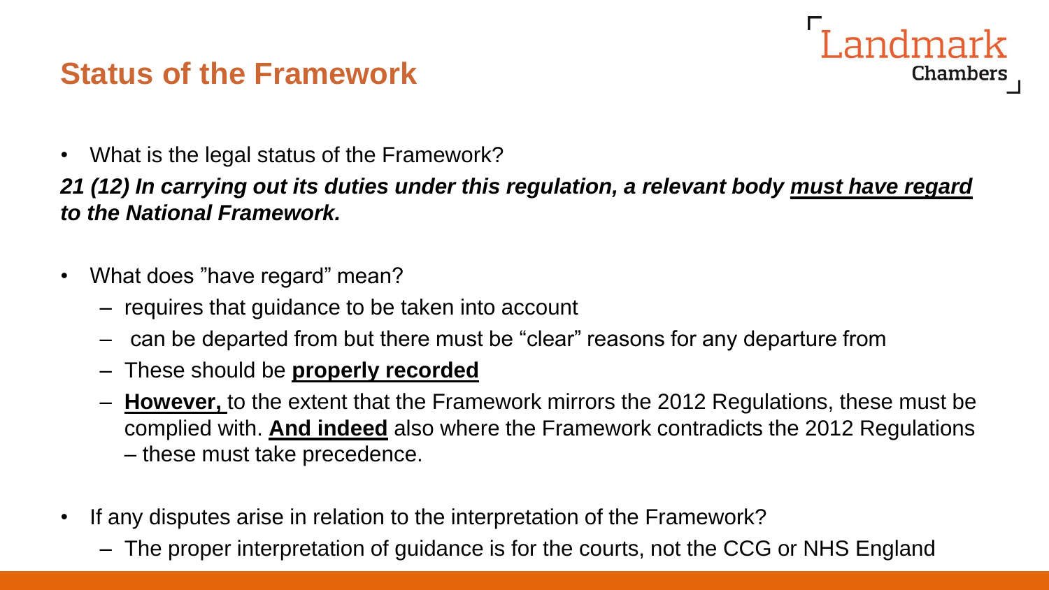## Status of the Framework

- What is the legal status of the Framework?

***21 (12) In carrying out its duties under this regulation, a relevant body must have regard to the National Framework.***

- What does "have regard" mean?
  - requires that guidance to be taken into account
  - can be departed from but there must be "clear" reasons for any departure from
  - These should be **properly recorded**
  - **However,** to the extent that the Framework mirrors the 2012 Regulations, these must be complied with. **And indeed** also where the Framework contradicts the 2012 Regulations – these must take precedence.

- If any disputes arise in relation to the interpretation of the Framework?
  - The proper interpretation of guidance is for the courts, not the CCG or NHS England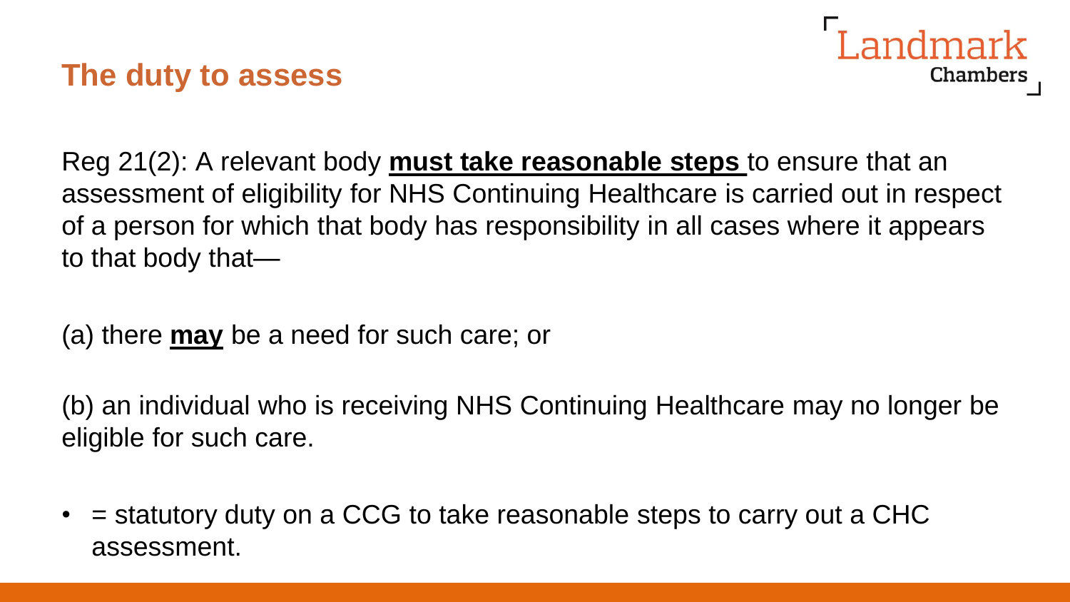# The duty to assess

Reg 21(2): A relevant body **must take reasonable steps** to ensure that an assessment of eligibility for NHS Continuing Healthcare is carried out in respect of a person for which that body has responsibility in all cases where it appears to that body that—

(a) there **may** be a need for such care; or

(b) an individual who is receiving NHS Continuing Healthcare may no longer be eligible for such care.

- = statutory duty on a CCG to take reasonable steps to carry out a CHC assessment.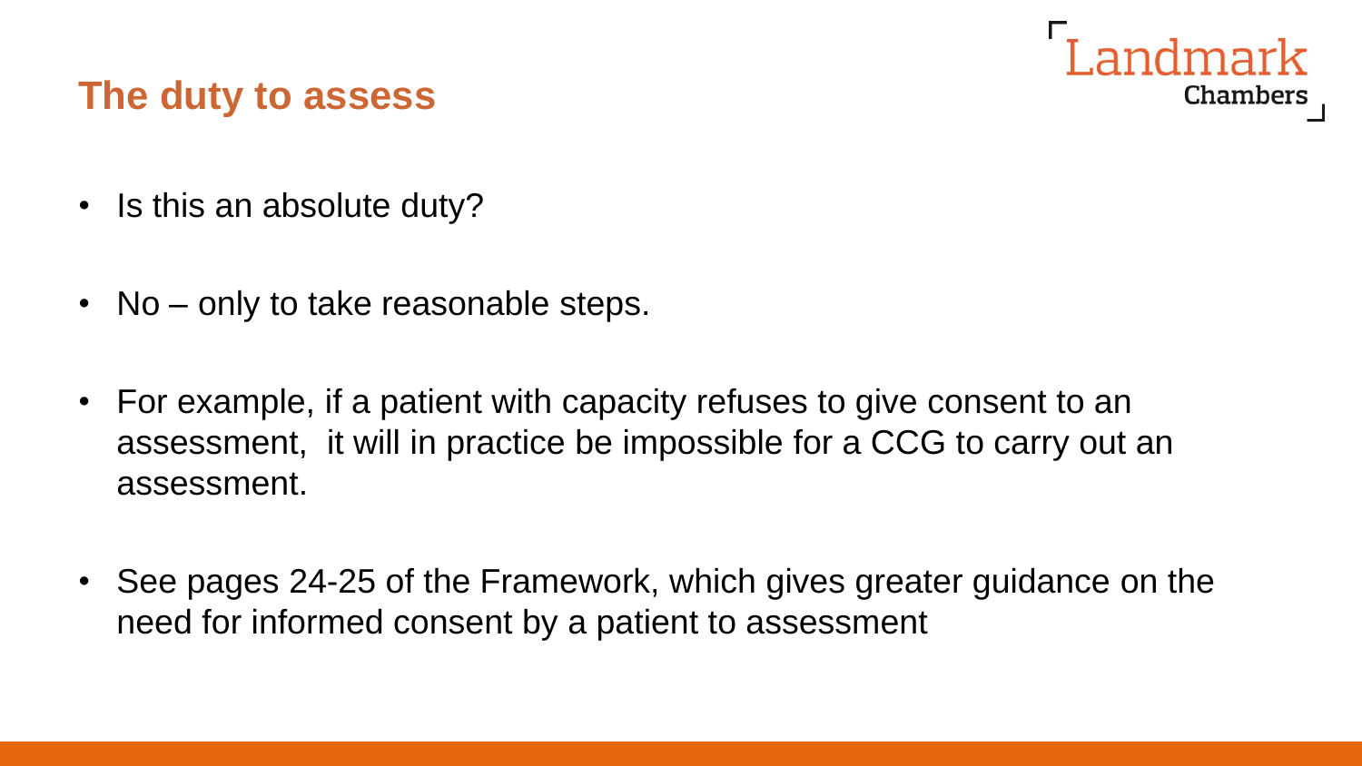# The duty to assess

- Is this an absolute duty?

- No – only to take reasonable steps.

- For example, if a patient with capacity refuses to give consent to an assessment, it will in practice be impossible for a CCG to carry out an assessment.

- See pages 24-25 of the Framework, which gives greater guidance on the need for informed consent by a patient to assessment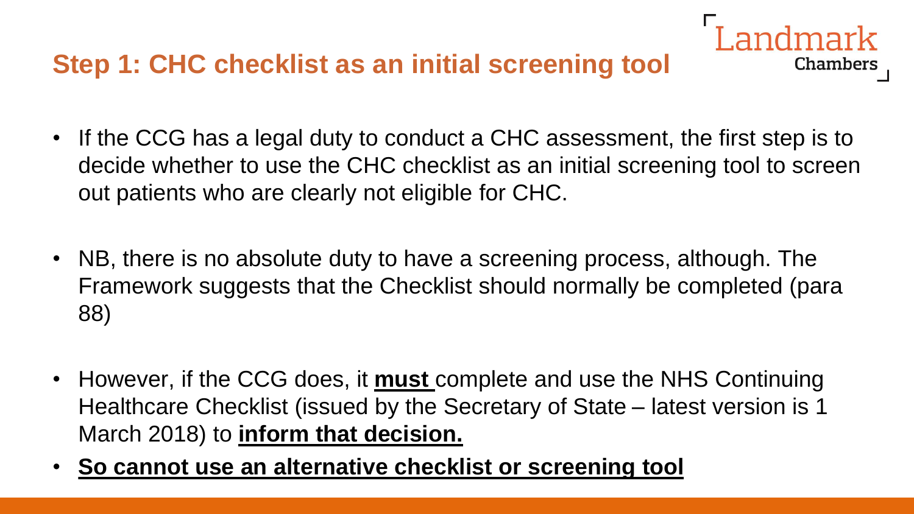## Step 1: CHC checklist as an initial screening tool

- If the CCG has a legal duty to conduct a CHC assessment, the first step is to decide whether to use the CHC checklist as an initial screening tool to screen out patients who are clearly not eligible for CHC.
- NB, there is no absolute duty to have a screening process, although. The Framework suggests that the Checklist should normally be completed (para 88)
- However, if the CCG does, it **must** complete and use the NHS Continuing Healthcare Checklist (issued by the Secretary of State – latest version is 1 March 2018) to **inform that decision.**
- **So cannot use an alternative checklist or screening tool**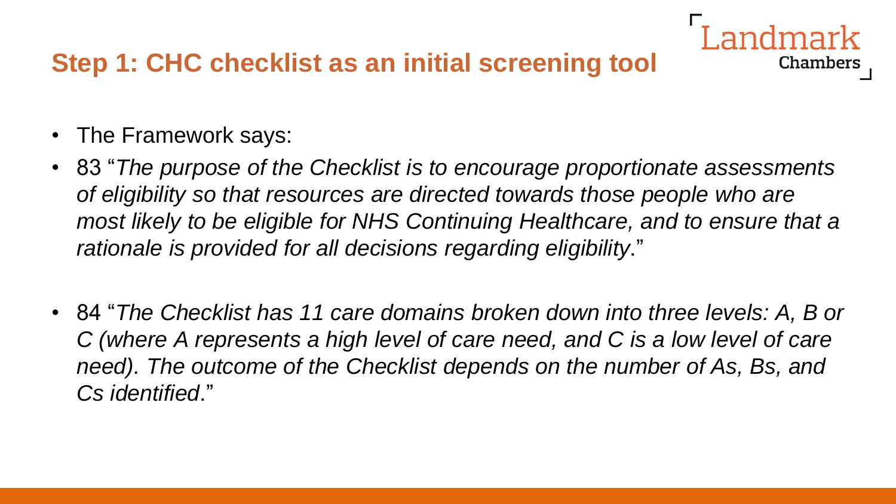## Step 1: CHC checklist as an initial screening tool

- The Framework says:
- 83 "*The purpose of the Checklist is to encourage proportionate assessments of eligibility so that resources are directed towards those people who are most likely to be eligible for NHS Continuing Healthcare, and to ensure that a rationale is provided for all decisions regarding eligibility*."
- 84 "*The Checklist has 11 care domains broken down into three levels: A, B or C (where A represents a high level of care need, and C is a low level of care need). The outcome of the Checklist depends on the number of As, Bs, and Cs identified*."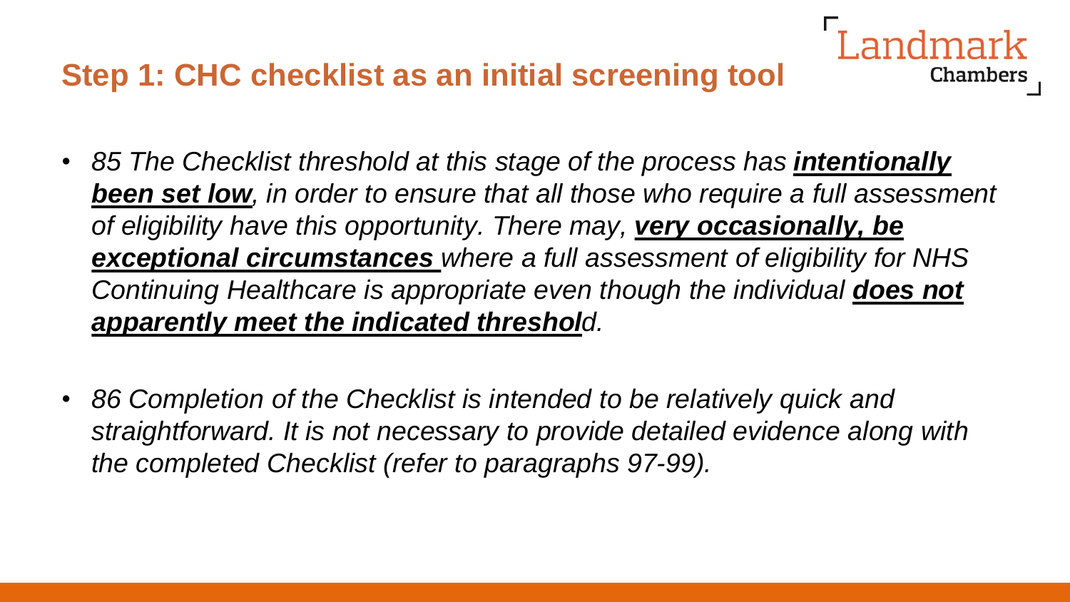## Step 1: CHC checklist as an initial screening tool

- *85 The Checklist threshold at this stage of the process has* ***intentionally been set low****, in order to ensure that all those who require a full assessment of eligibility have this opportunity. There may,* ***very occasionally, be exceptional circumstances*** *where a full assessment of eligibility for NHS Continuing Healthcare is appropriate even though the individual* ***does not apparently meet the indicated threshold****.*

- *86 Completion of the Checklist is intended to be relatively quick and straightforward. It is not necessary to provide detailed evidence along with the completed Checklist (refer to paragraphs 97-99).*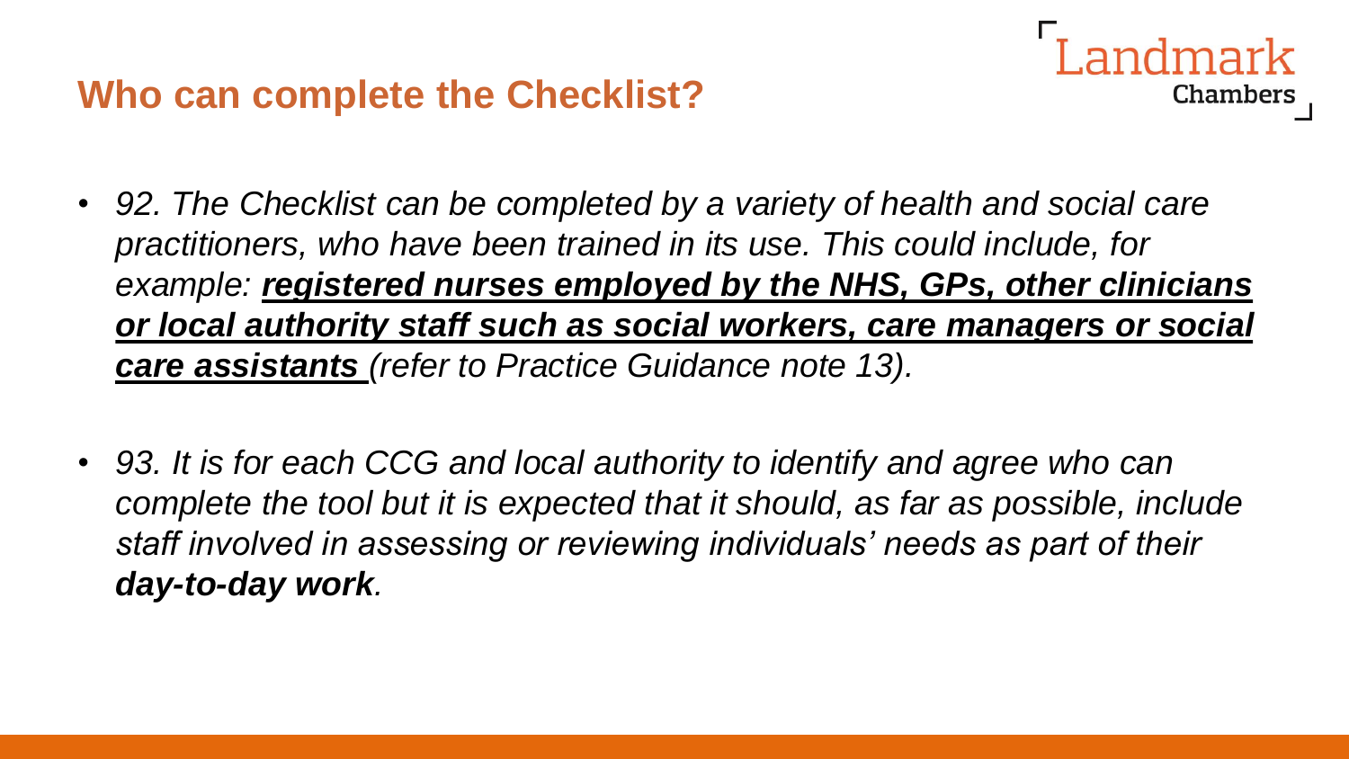## Who can complete the Checklist?

- *92. The Checklist can be completed by a variety of health and social care practitioners, who have been trained in its use. This could include, for example:* ***<u>registered nurses employed by the NHS, GPs, other clinicians or local authority staff such as social workers, care managers or social care assistants</u>*** *(refer to Practice Guidance note 13).*

- *93. It is for each CCG and local authority to identify and agree who can complete the tool but it is expected that it should, as far as possible, include staff involved in assessing or reviewing individuals' needs as part of their* ***day-to-day work****.*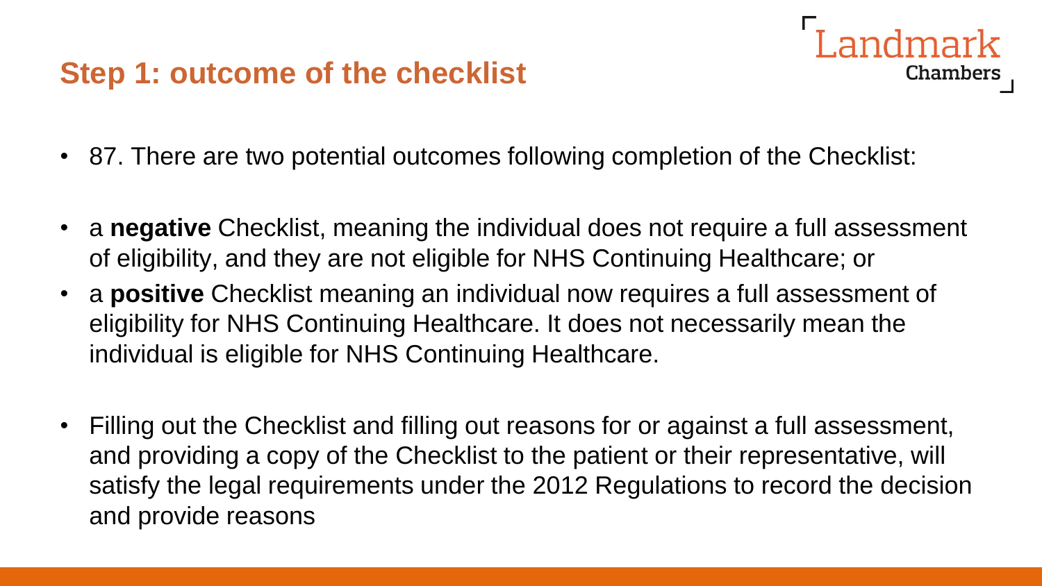## Step 1: outcome of the checklist

- 87. There are two potential outcomes following completion of the Checklist:

- a **negative** Checklist, meaning the individual does not require a full assessment of eligibility, and they are not eligible for NHS Continuing Healthcare; or
- a **positive** Checklist meaning an individual now requires a full assessment of eligibility for NHS Continuing Healthcare. It does not necessarily mean the individual is eligible for NHS Continuing Healthcare.

- Filling out the Checklist and filling out reasons for or against a full assessment, and providing a copy of the Checklist to the patient or their representative, will satisfy the legal requirements under the 2012 Regulations to record the decision and provide reasons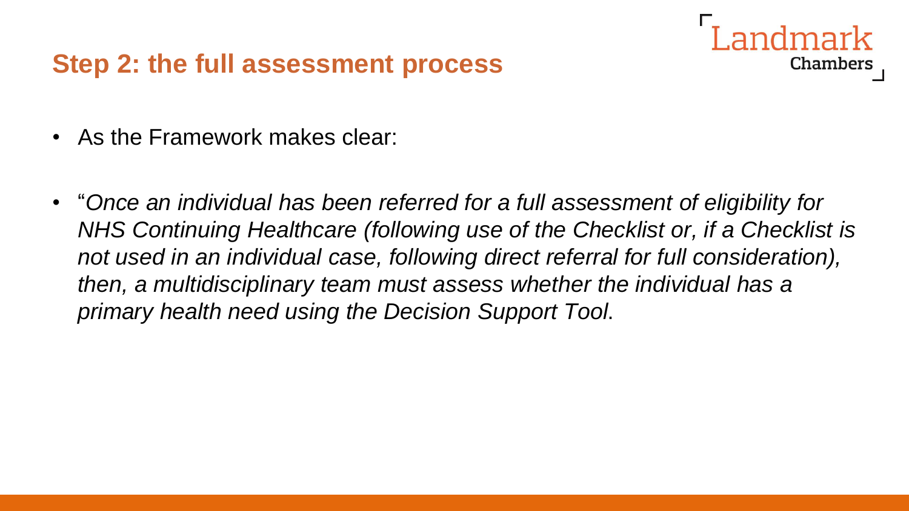## Step 2: the full assessment process

- As the Framework makes clear:
- "*Once an individual has been referred for a full assessment of eligibility for NHS Continuing Healthcare (following use of the Checklist or, if a Checklist is not used in an individual case, following direct referral for full consideration), then, a multidisciplinary team must assess whether the individual has a primary health need using the Decision Support Tool*.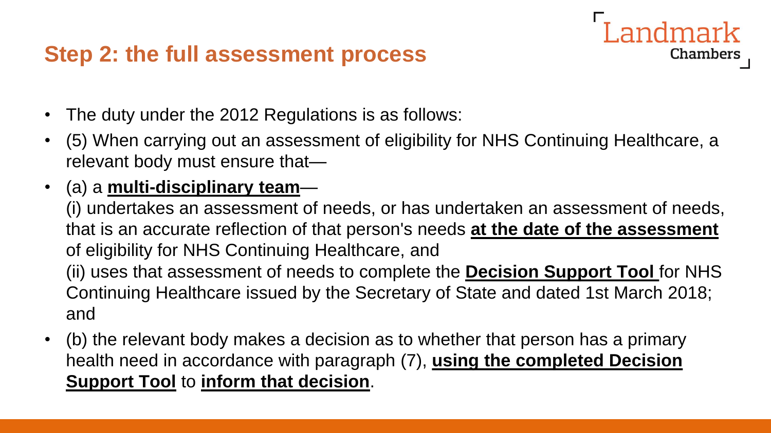## Step 2: the full assessment process

- The duty under the 2012 Regulations is as follows:
- (5) When carrying out an assessment of eligibility for NHS Continuing Healthcare, a relevant body must ensure that—
- (a) a **multi-disciplinary team**—
  (i) undertakes an assessment of needs, or has undertaken an assessment of needs, that is an accurate reflection of that person's needs **at the date of the assessment** of eligibility for NHS Continuing Healthcare, and
  (ii) uses that assessment of needs to complete the **Decision Support Tool** for NHS Continuing Healthcare issued by the Secretary of State and dated 1st March 2018; and
- (b) the relevant body makes a decision as to whether that person has a primary health need in accordance with paragraph (7), **using the completed Decision Support Tool** to **inform that decision**.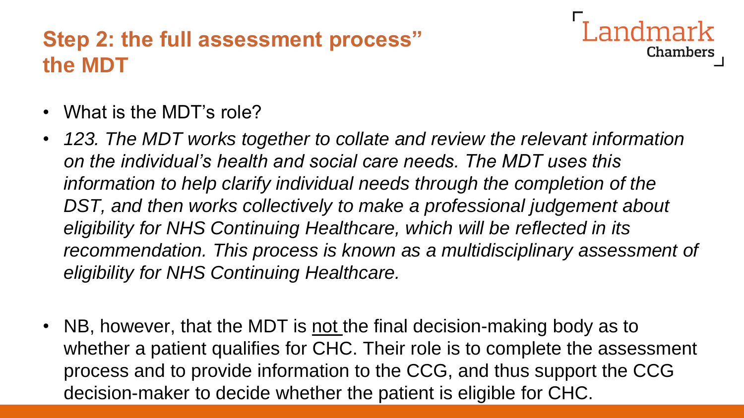## Step 2: the full assessment process" the MDT

- What is the MDT's role?
- *123. The MDT works together to collate and review the relevant information on the individual's health and social care needs. The MDT uses this information to help clarify individual needs through the completion of the DST, and then works collectively to make a professional judgement about eligibility for NHS Continuing Healthcare, which will be reflected in its recommendation. This process is known as a multidisciplinary assessment of eligibility for NHS Continuing Healthcare.*

- NB, however, that the MDT is <u>not</u> the final decision-making body as to whether a patient qualifies for CHC. Their role is to complete the assessment process and to provide information to the CCG, and thus support the CCG decision-maker to decide whether the patient is eligible for CHC.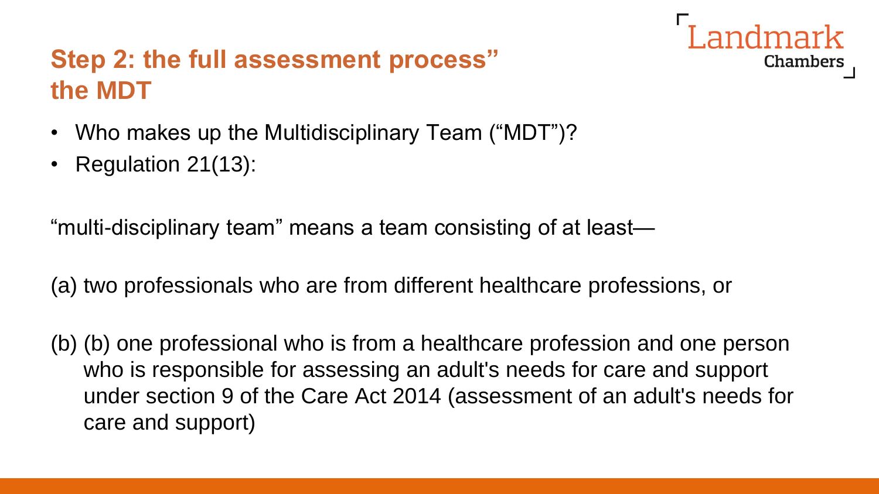## Step 2: the full assessment process" the MDT

- Who makes up the Multidisciplinary Team ("MDT")?
- Regulation 21(13):

"multi-disciplinary team" means a team consisting of at least—

(a) two professionals who are from different healthcare professions, or

(b) (b) one professional who is from a healthcare profession and one person who is responsible for assessing an adult's needs for care and support under section 9 of the Care Act 2014 (assessment of an adult's needs for care and support)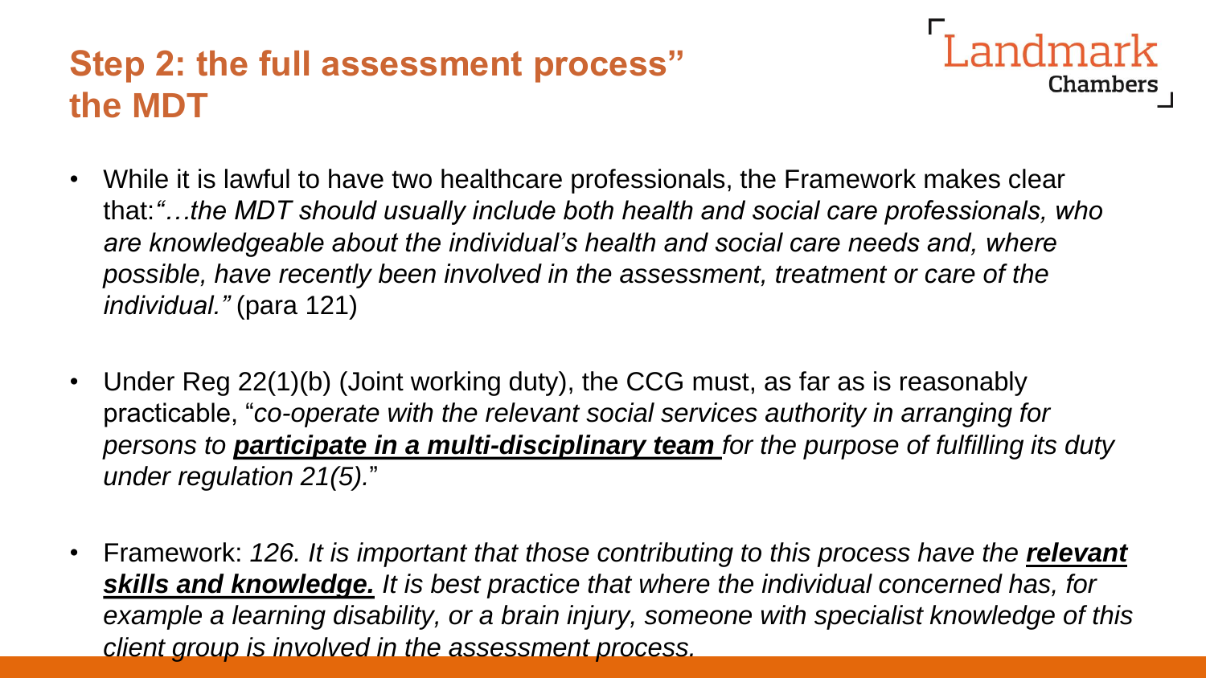## Step 2: the full assessment process" the MDT

- While it is lawful to have two healthcare professionals, the Framework makes clear that:*"…the MDT should usually include both health and social care professionals, who are knowledgeable about the individual's health and social care needs and, where possible, have recently been involved in the assessment, treatment or care of the individual."* (para 121)

- Under Reg 22(1)(b) (Joint working duty), the CCG must, as far as is reasonably practicable, "*co-operate with the relevant social services authority in arranging for persons to **participate in a multi-disciplinary team** for the purpose of fulfilling its duty under regulation 21(5).*"

- Framework: *126. It is important that those contributing to this process have the **relevant skills and knowledge.** It is best practice that where the individual concerned has, for example a learning disability, or a brain injury, someone with specialist knowledge of this client group is involved in the assessment process.*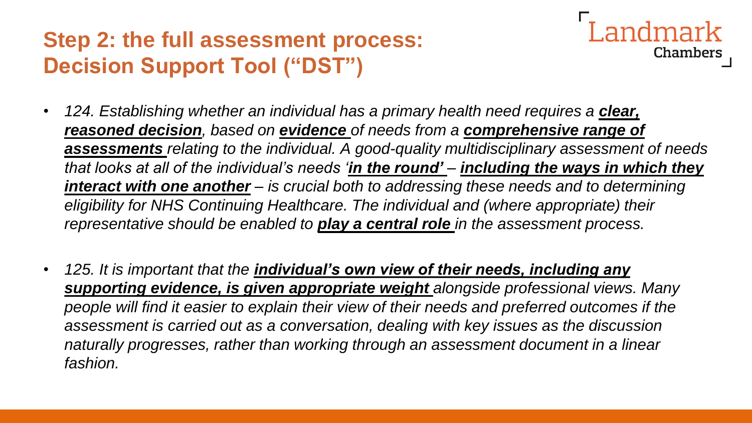## Step 2: the full assessment process: Decision Support Tool ("DST")

- *124. Establishing whether an individual has a primary health need requires a **clear, reasoned decision**, based on **evidence** of needs from a **comprehensive range of assessments** relating to the individual. A good-quality multidisciplinary assessment of needs that looks at all of the individual's needs '**in the round'** – **including the ways in which they interact with one another** – is crucial both to addressing these needs and to determining eligibility for NHS Continuing Healthcare. The individual and (where appropriate) their representative should be enabled to **play a central role** in the assessment process.*

- *125. It is important that the **individual's own view of their needs, including any supporting evidence, is given appropriate weight** alongside professional views. Many people will find it easier to explain their view of their needs and preferred outcomes if the assessment is carried out as a conversation, dealing with key issues as the discussion naturally progresses, rather than working through an assessment document in a linear fashion.*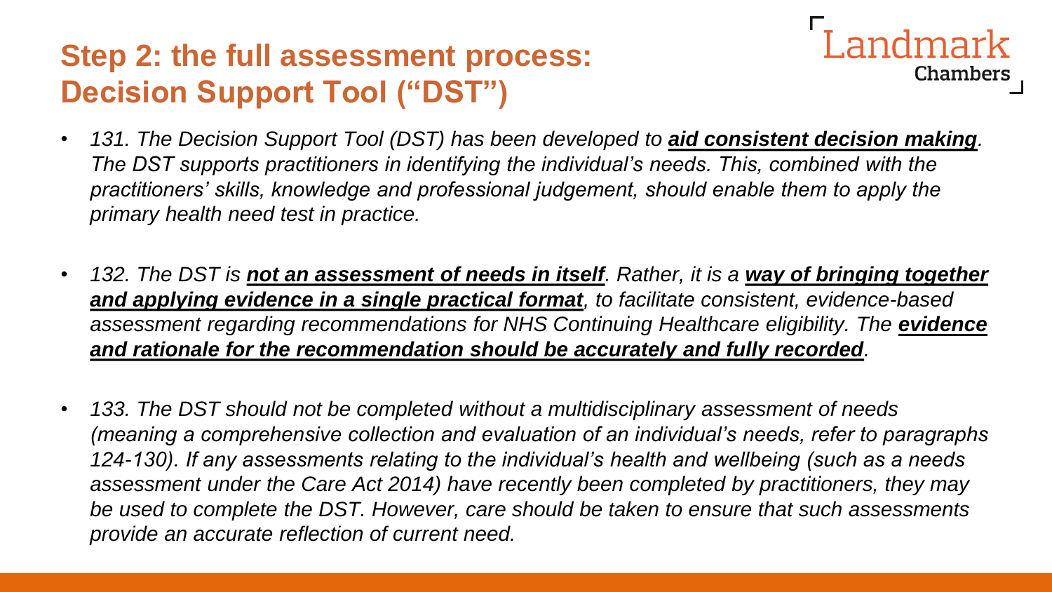## Step 2: the full assessment process: Decision Support Tool ("DST")

- *131. The Decision Support Tool (DST) has been developed to **aid consistent decision making**. The DST supports practitioners in identifying the individual's needs. This, combined with the practitioners' skills, knowledge and professional judgement, should enable them to apply the primary health need test in practice.*

- *132. The DST is **not an assessment of needs in itself**. Rather, it is a **way of bringing together and applying evidence in a single practical format**, to facilitate consistent, evidence-based assessment regarding recommendations for NHS Continuing Healthcare eligibility. The **evidence and rationale for the recommendation should be accurately and fully recorded**.*

- *133. The DST should not be completed without a multidisciplinary assessment of needs (meaning a comprehensive collection and evaluation of an individual's needs, refer to paragraphs 124-130). If any assessments relating to the individual's health and wellbeing (such as a needs assessment under the Care Act 2014) have recently been completed by practitioners, they may be used to complete the DST. However, care should be taken to ensure that such assessments provide an accurate reflection of current need.*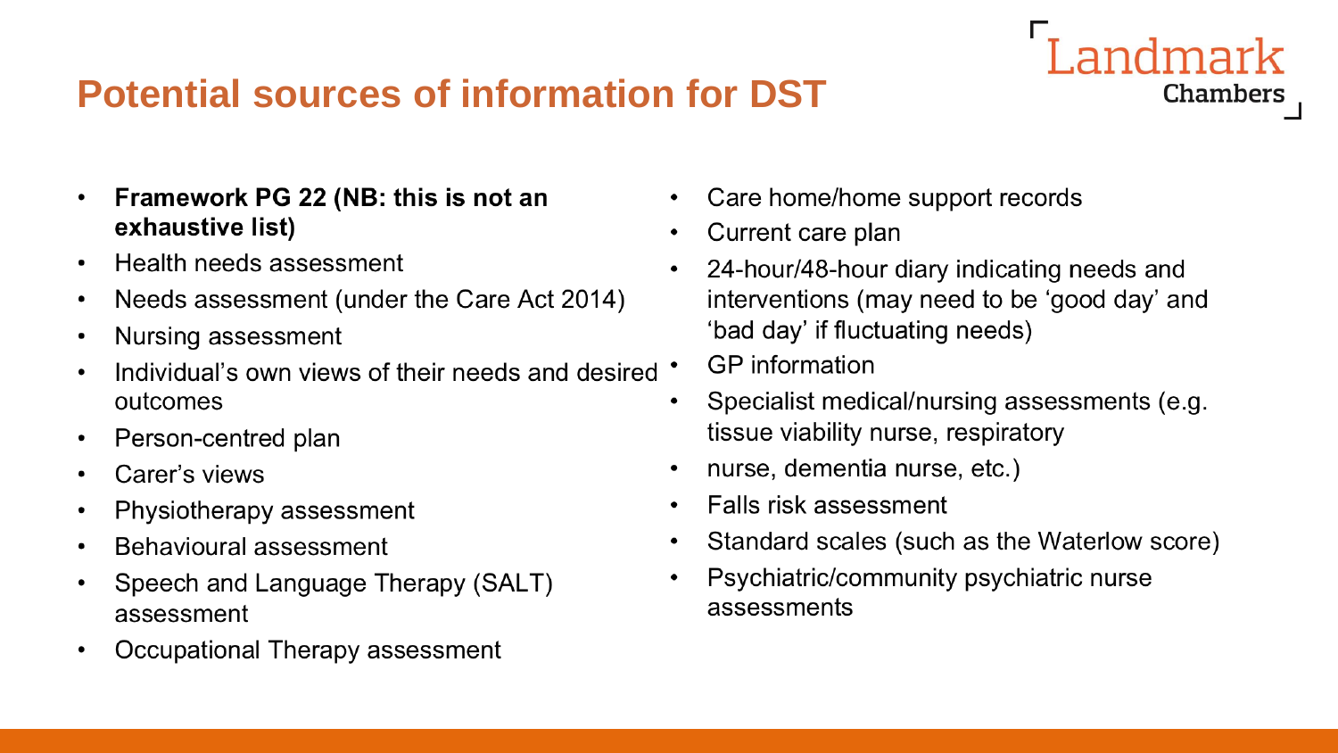# Potential sources of information for DST

- **Framework PG 22 (NB: this is not an exhaustive list)**
- Health needs assessment
- Needs assessment (under the Care Act 2014)
- Nursing assessment
- Individual's own views of their needs and desired outcomes
- Person-centred plan
- Carer's views
- Physiotherapy assessment
- Behavioural assessment
- Speech and Language Therapy (SALT) assessment
- Occupational Therapy assessment
- Care home/home support records
- Current care plan
- 24-hour/48-hour diary indicating needs and interventions (may need to be 'good day' and 'bad day' if fluctuating needs)
- GP information
- Specialist medical/nursing assessments (e.g. tissue viability nurse, respiratory
- nurse, dementia nurse, etc.)
- Falls risk assessment
- Standard scales (such as the Waterlow score)
- Psychiatric/community psychiatric nurse assessments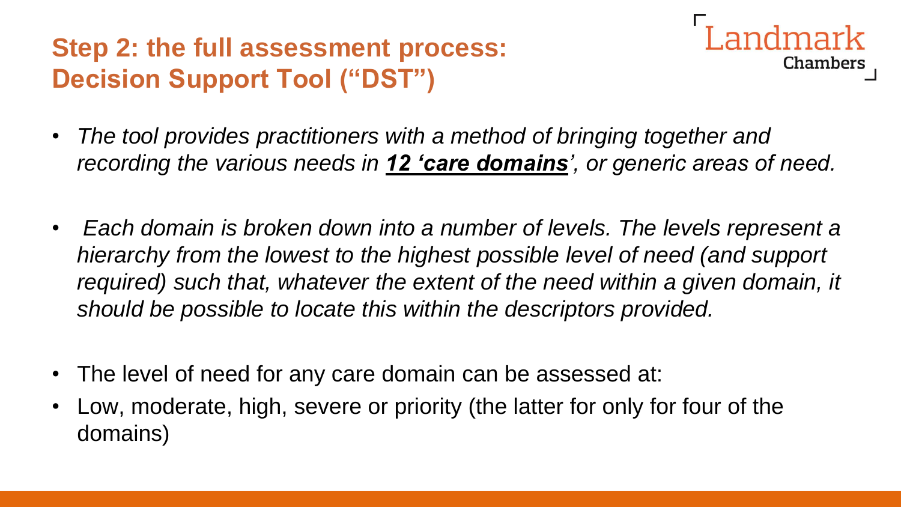## Step 2: the full assessment process: Decision Support Tool ("DST")

- *The tool provides practitioners with a method of bringing together and recording the various needs in **<u>12 'care domains</u>**', or generic areas of need.*
- *Each domain is broken down into a number of levels. The levels represent a hierarchy from the lowest to the highest possible level of need (and support required) such that, whatever the extent of the need within a given domain, it should be possible to locate this within the descriptors provided.*
- The level of need for any care domain can be assessed at:
- Low, moderate, high, severe or priority (the latter for only for four of the domains)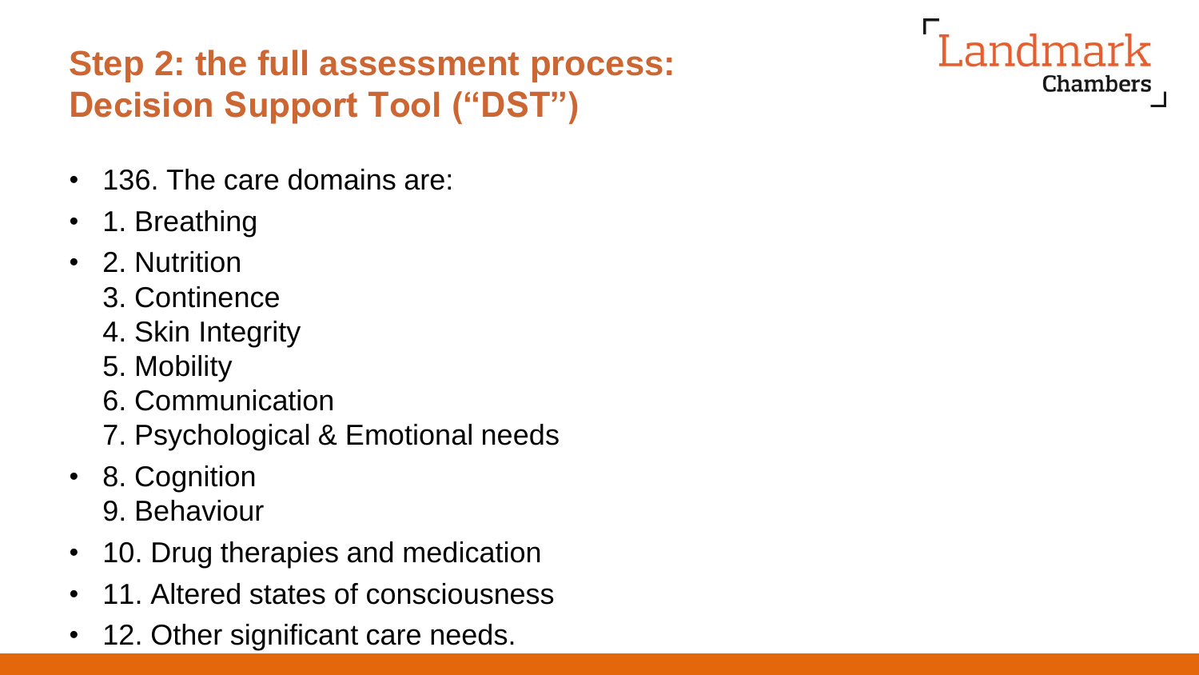## Step 2: the full assessment process: Decision Support Tool ("DST")

- 136. The care domains are:
- 1. Breathing
- 2. Nutrition
  3. Continence
  4. Skin Integrity
  5. Mobility
  6. Communication
  7. Psychological & Emotional needs
- 8. Cognition
  9. Behaviour
- 10. Drug therapies and medication
- 11. Altered states of consciousness
- 12. Other significant care needs.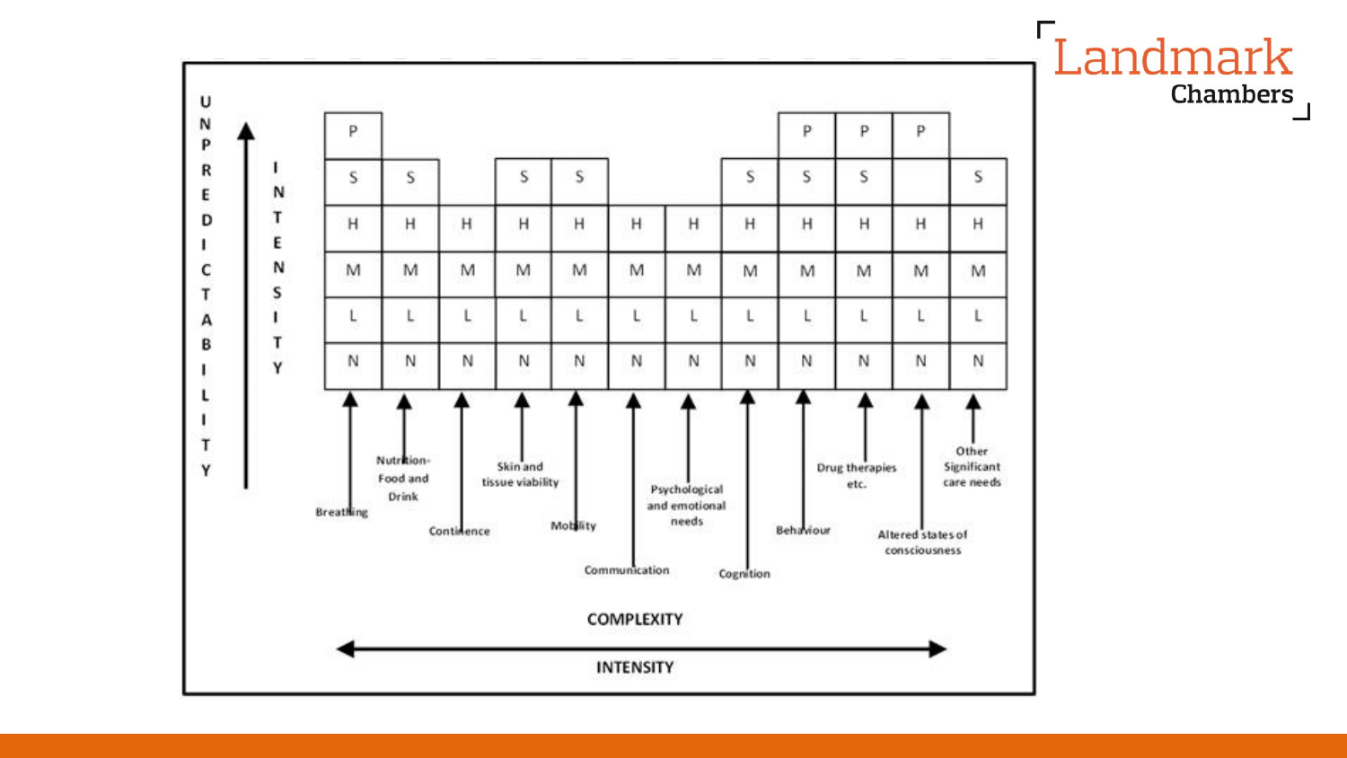UNPREDICTABILITY ↑

INTENSITY

| | Breathing | Nutrition- Food and Drink | Continence | Skin and tissue viability | Mobility | Communication | Psychological and emotional needs | Cognition | Behaviour | Drug therapies etc. | Altered states of consciousness | Other Significant care needs |
|---|---|---|---|---|---|---|---|---|---|---|---|---|
| | P | | | | | | | | P | P | P | |
| | S | S | | S | S | | | S | S | S | | S |
| | H | H | H | H | H | H | H | H | H | H | H | H |
| | M | M | M | M | M | M | M | M | M | M | M | M |
| | L | L | L | L | L | L | L | L | L | L | L | L |
| | N | N | N | N | N | N | N | N | N | N | N | N |

COMPLEXITY

← INTENSITY →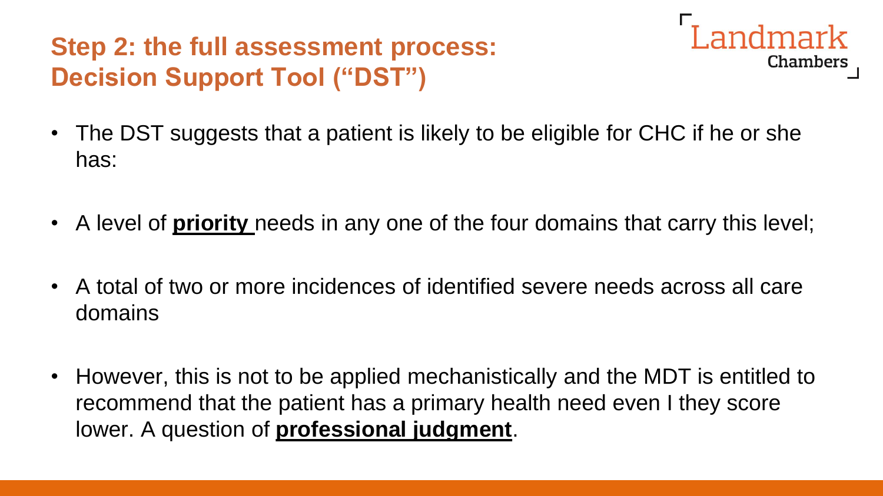## Step 2: the full assessment process: Decision Support Tool ("DST")

- The DST suggests that a patient is likely to be eligible for CHC if he or she has:
- A level of **priority** needs in any one of the four domains that carry this level;
- A total of two or more incidences of identified severe needs across all care domains
- However, this is not to be applied mechanistically and the MDT is entitled to recommend that the patient has a primary health need even I they score lower. A question of **professional judgment**.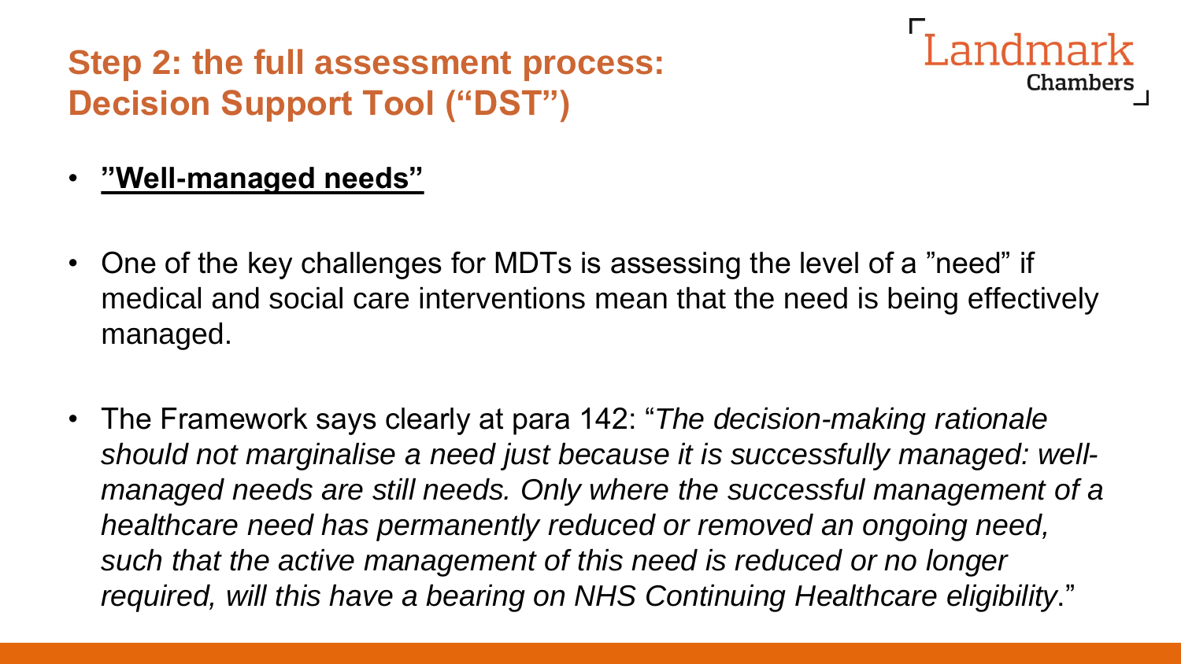# Step 2: the full assessment process: Decision Support Tool ("DST")

- **"Well-managed needs"**

- One of the key challenges for MDTs is assessing the level of a "need" if medical and social care interventions mean that the need is being effectively managed.

- The Framework says clearly at para 142: "*The decision-making rationale should not marginalise a need just because it is successfully managed: well-managed needs are still needs. Only where the successful management of a healthcare need has permanently reduced or removed an ongoing need, such that the active management of this need is reduced or no longer required, will this have a bearing on NHS Continuing Healthcare eligibility*."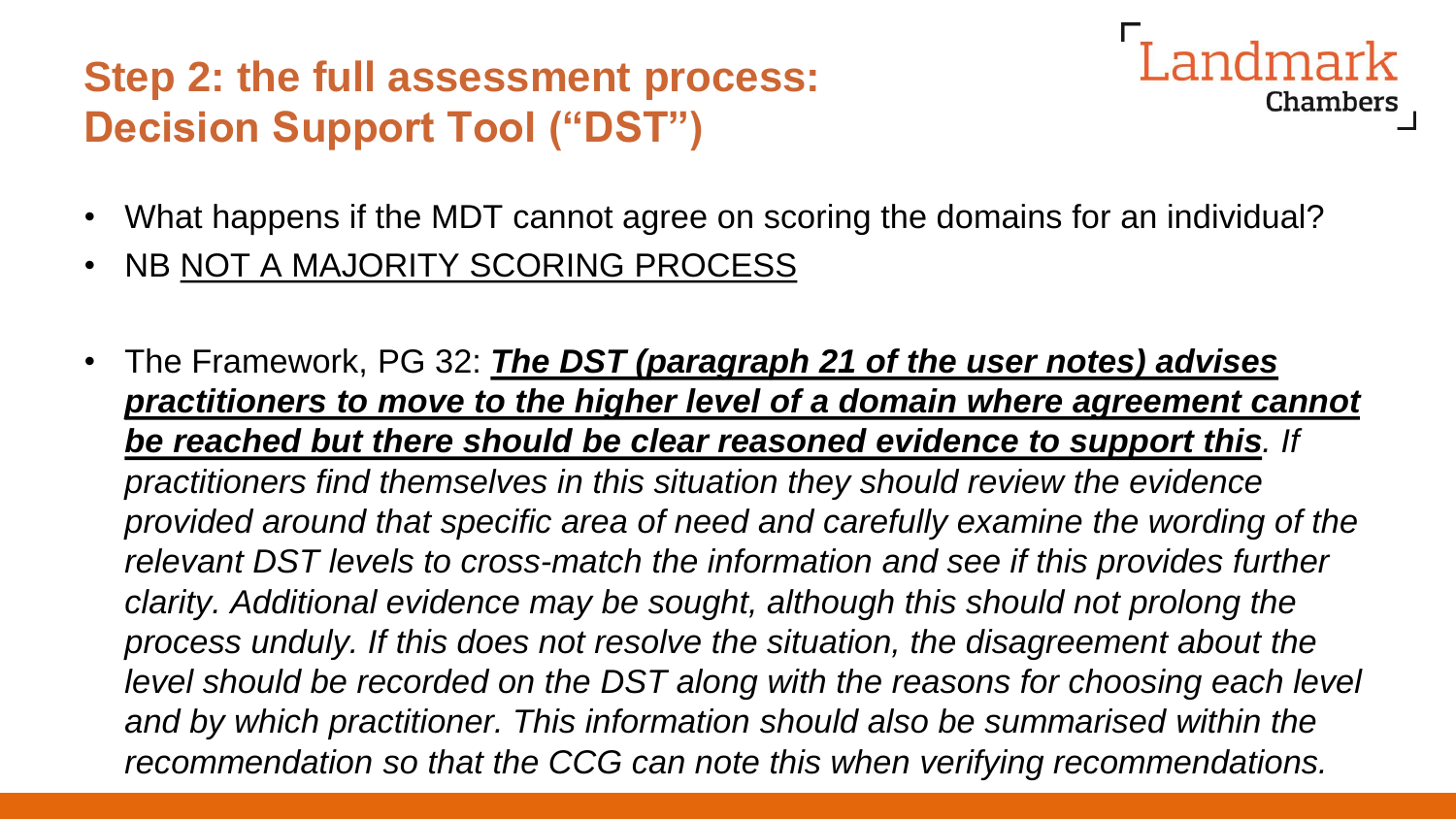## Step 2: the full assessment process: Decision Support Tool ("DST")

- What happens if the MDT cannot agree on scoring the domains for an individual?
- NB <u>NOT A MAJORITY SCORING PROCESS</u>

- The Framework, PG 32: ***<u>The DST (paragraph 21 of the user notes) advises practitioners to move to the higher level of a domain where agreement cannot be reached but there should be clear reasoned evidence to support this</u>****. If practitioners find themselves in this situation they should review the evidence provided around that specific area of need and carefully examine the wording of the relevant DST levels to cross-match the information and see if this provides further clarity. Additional evidence may be sought, although this should not prolong the process unduly. If this does not resolve the situation, the disagreement about the level should be recorded on the DST along with the reasons for choosing each level and by which practitioner. This information should also be summarised within the recommendation so that the CCG can note this when verifying recommendations.*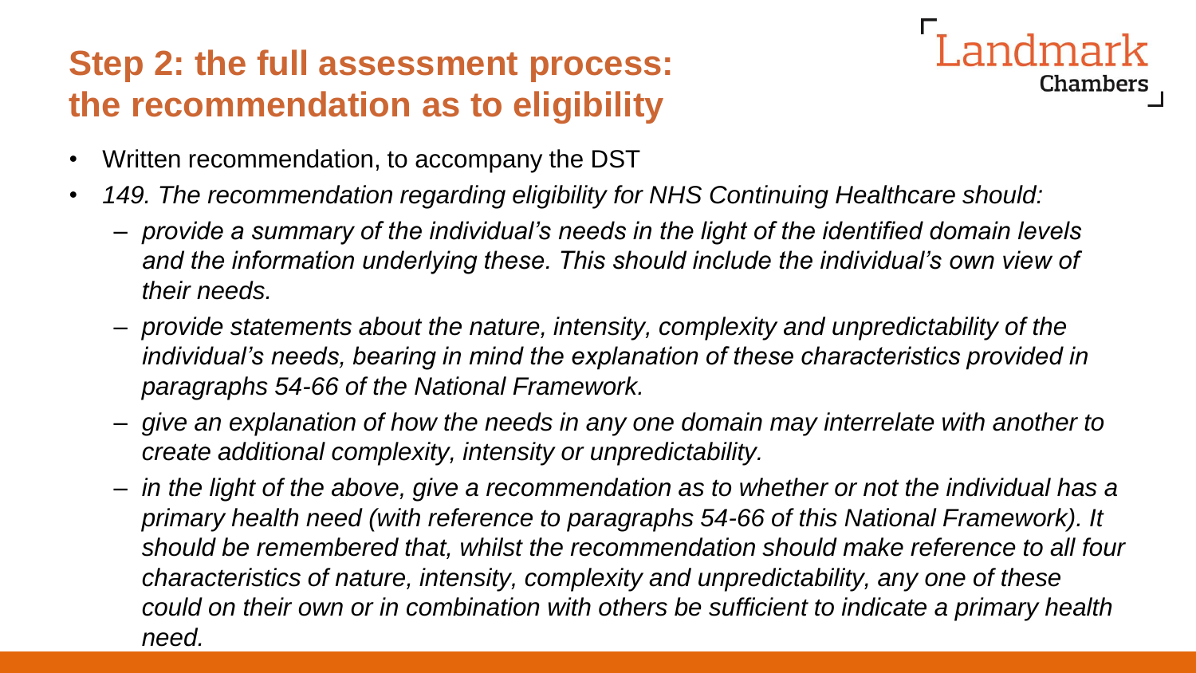## Step 2: the full assessment process: the recommendation as to eligibility

- Written recommendation, to accompany the DST
- *149. The recommendation regarding eligibility for NHS Continuing Healthcare should:*
  - *provide a summary of the individual's needs in the light of the identified domain levels and the information underlying these. This should include the individual's own view of their needs.*
  - *provide statements about the nature, intensity, complexity and unpredictability of the individual's needs, bearing in mind the explanation of these characteristics provided in paragraphs 54-66 of the National Framework.*
  - *give an explanation of how the needs in any one domain may interrelate with another to create additional complexity, intensity or unpredictability.*
  - *in the light of the above, give a recommendation as to whether or not the individual has a primary health need (with reference to paragraphs 54-66 of this National Framework). It should be remembered that, whilst the recommendation should make reference to all four characteristics of nature, intensity, complexity and unpredictability, any one of these could on their own or in combination with others be sufficient to indicate a primary health need.*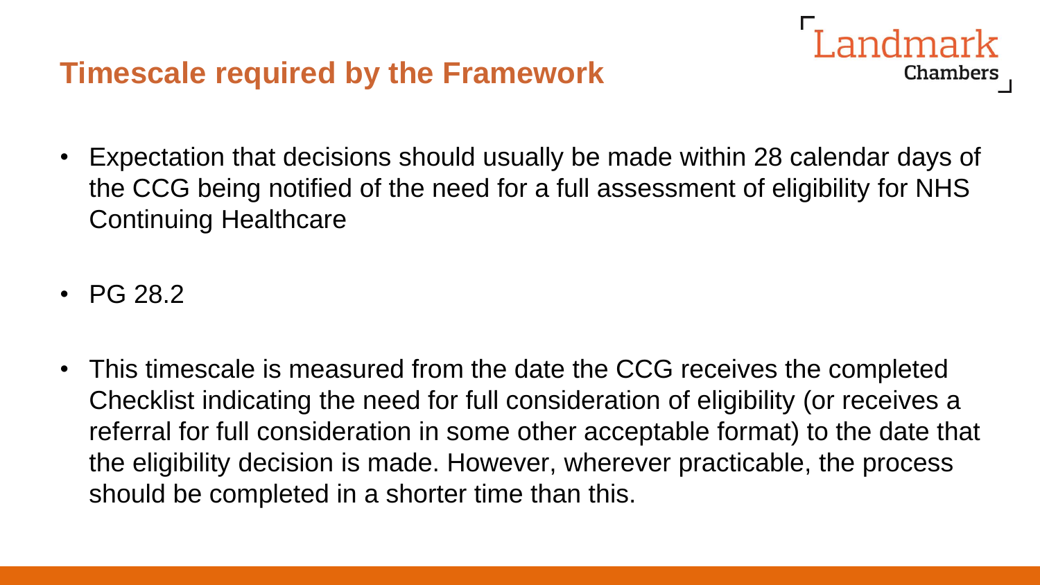## Timescale required by the Framework

- Expectation that decisions should usually be made within 28 calendar days of the CCG being notified of the need for a full assessment of eligibility for NHS Continuing Healthcare

- PG 28.2

- This timescale is measured from the date the CCG receives the completed Checklist indicating the need for full consideration of eligibility (or receives a referral for full consideration in some other acceptable format) to the date that the eligibility decision is made. However, wherever practicable, the process should be completed in a shorter time than this.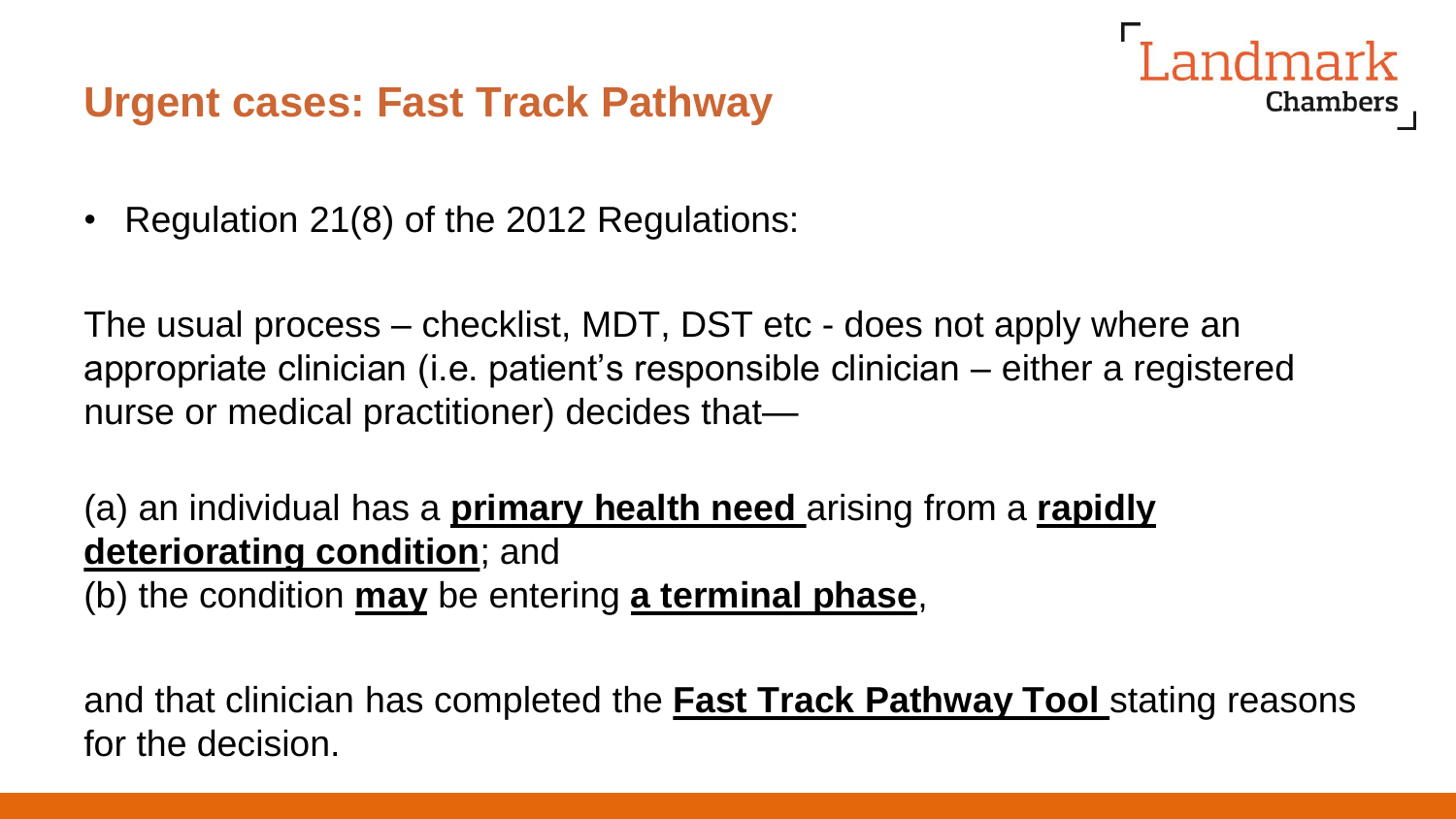## Urgent cases: Fast Track Pathway

- Regulation 21(8) of the 2012 Regulations:

The usual process – checklist, MDT, DST etc - does not apply where an appropriate clinician (i.e. patient's responsible clinician – either a registered nurse or medical practitioner) decides that—

(a) an individual has a **primary health need** arising from a **rapidly deteriorating condition**; and
(b) the condition **may** be entering **a terminal phase**,

and that clinician has completed the **Fast Track Pathway Tool** stating reasons for the decision.